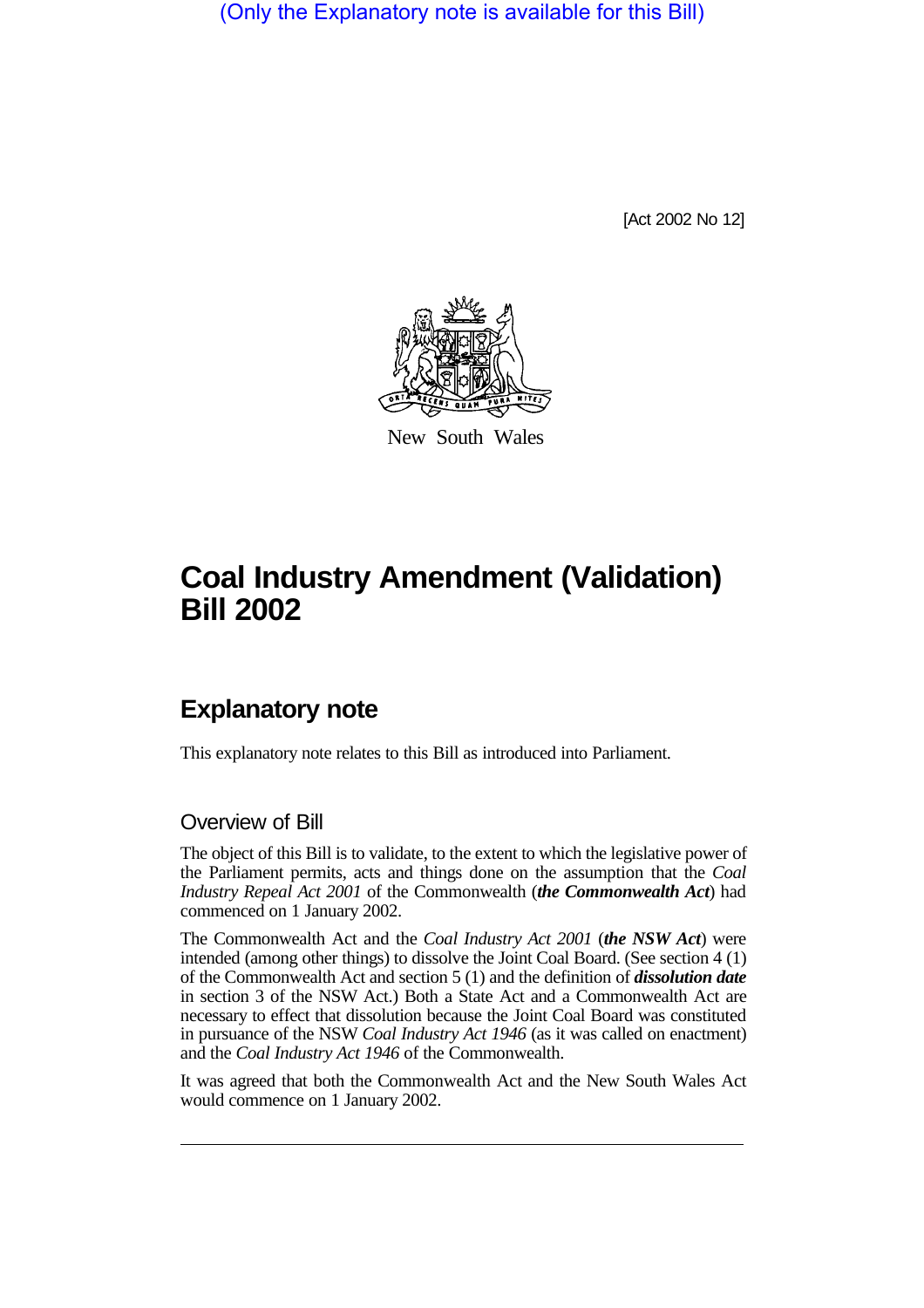(Only the Explanatory note is available for this Bill)

[Act 2002 No 12]

New South Wales

# Coal Industry Amendment (Validation) Bill 2002

## Explanatory note

This explanatory note relates to this Bill as introduced into Parliament.

### Overview of Bill

The object of this Bill is to validate, to the extent to which the legislative power of the Parliament permits, acts and things done on the assumption that the *Coal Industry Repeal Act 2001* of the Commonwealth (***the Commonwealth Act***) had commenced on 1 January 2002.

The Commonwealth Act and the *Coal Industry Act 2001* (***the NSW Act***) were intended (among other things) to dissolve the Joint Coal Board. (See section 4 (1) of the Commonwealth Act and section 5 (1) and the definition of ***dissolution date*** in section 3 of the NSW Act.) Both a State Act and a Commonwealth Act are necessary to effect that dissolution because the Joint Coal Board was constituted in pursuance of the NSW *Coal Industry Act 1946* (as it was called on enactment) and the *Coal Industry Act 1946* of the Commonwealth.

It was agreed that both the Commonwealth Act and the New South Wales Act would commence on 1 January 2002.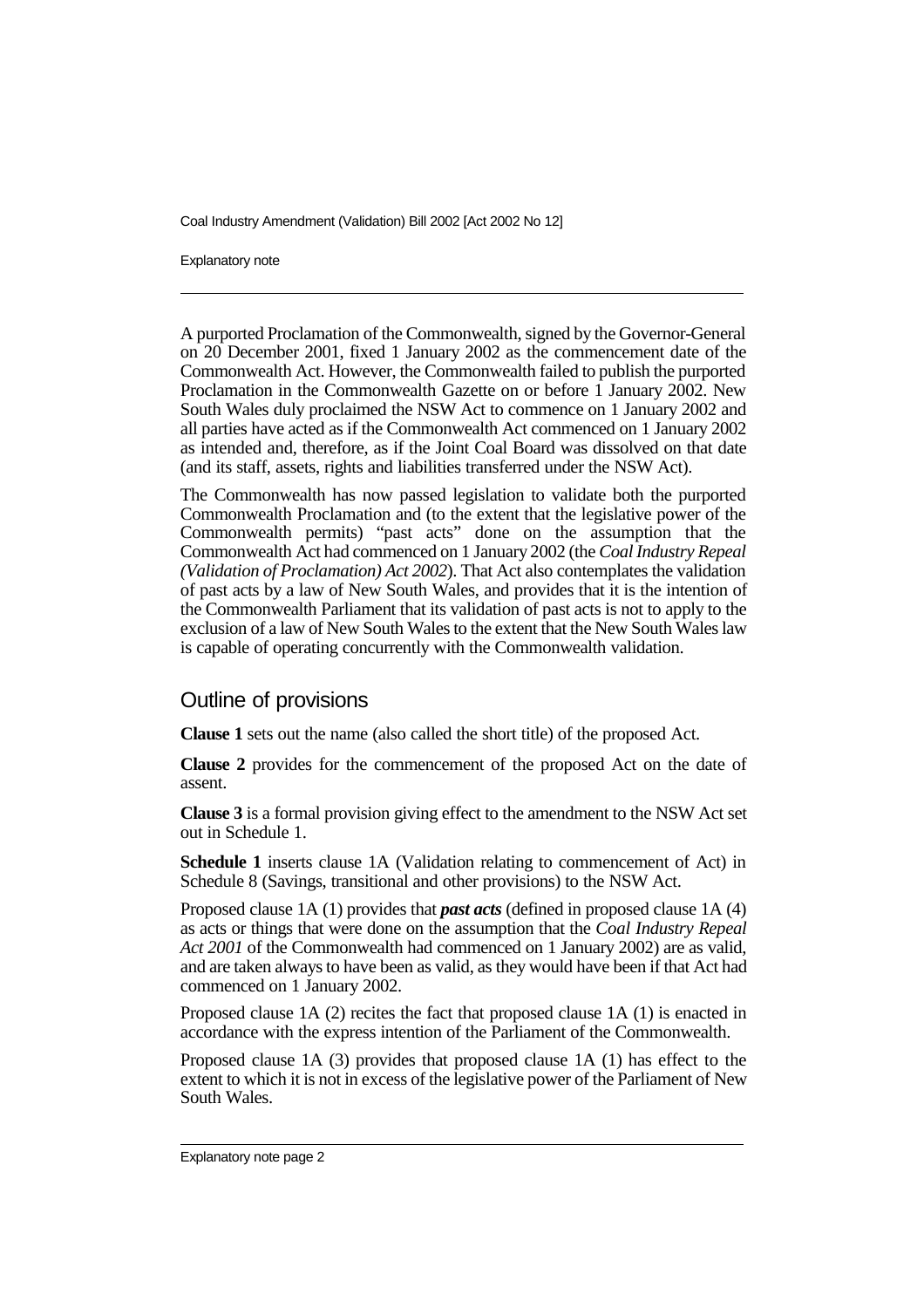A purported Proclamation of the Commonwealth, signed by the Governor-General on 20 December 2001, fixed 1 January 2002 as the commencement date of the Commonwealth Act. However, the Commonwealth failed to publish the purported Proclamation in the Commonwealth Gazette on or before 1 January 2002. New South Wales duly proclaimed the NSW Act to commence on 1 January 2002 and all parties have acted as if the Commonwealth Act commenced on 1 January 2002 as intended and, therefore, as if the Joint Coal Board was dissolved on that date (and its staff, assets, rights and liabilities transferred under the NSW Act).

The Commonwealth has now passed legislation to validate both the purported Commonwealth Proclamation and (to the extent that the legislative power of the Commonwealth permits) "past acts" done on the assumption that the Commonwealth Act had commenced on 1 January 2002 (the *Coal Industry Repeal (Validation of Proclamation) Act 2002*). That Act also contemplates the validation of past acts by a law of New South Wales, and provides that it is the intention of the Commonwealth Parliament that its validation of past acts is not to apply to the exclusion of a law of New South Wales to the extent that the New South Wales law is capable of operating concurrently with the Commonwealth validation.

## Outline of provisions

**Clause 1** sets out the name (also called the short title) of the proposed Act.

**Clause 2** provides for the commencement of the proposed Act on the date of assent.

**Clause 3** is a formal provision giving effect to the amendment to the NSW Act set out in Schedule 1.

**Schedule 1** inserts clause 1A (Validation relating to commencement of Act) in Schedule 8 (Savings, transitional and other provisions) to the NSW Act.

Proposed clause 1A (1) provides that ***past acts*** (defined in proposed clause 1A (4) as acts or things that were done on the assumption that the *Coal Industry Repeal Act 2001* of the Commonwealth had commenced on 1 January 2002) are as valid, and are taken always to have been as valid, as they would have been if that Act had commenced on 1 January 2002.

Proposed clause 1A (2) recites the fact that proposed clause 1A (1) is enacted in accordance with the express intention of the Parliament of the Commonwealth.

Proposed clause 1A (3) provides that proposed clause 1A (1) has effect to the extent to which it is not in excess of the legislative power of the Parliament of New South Wales.